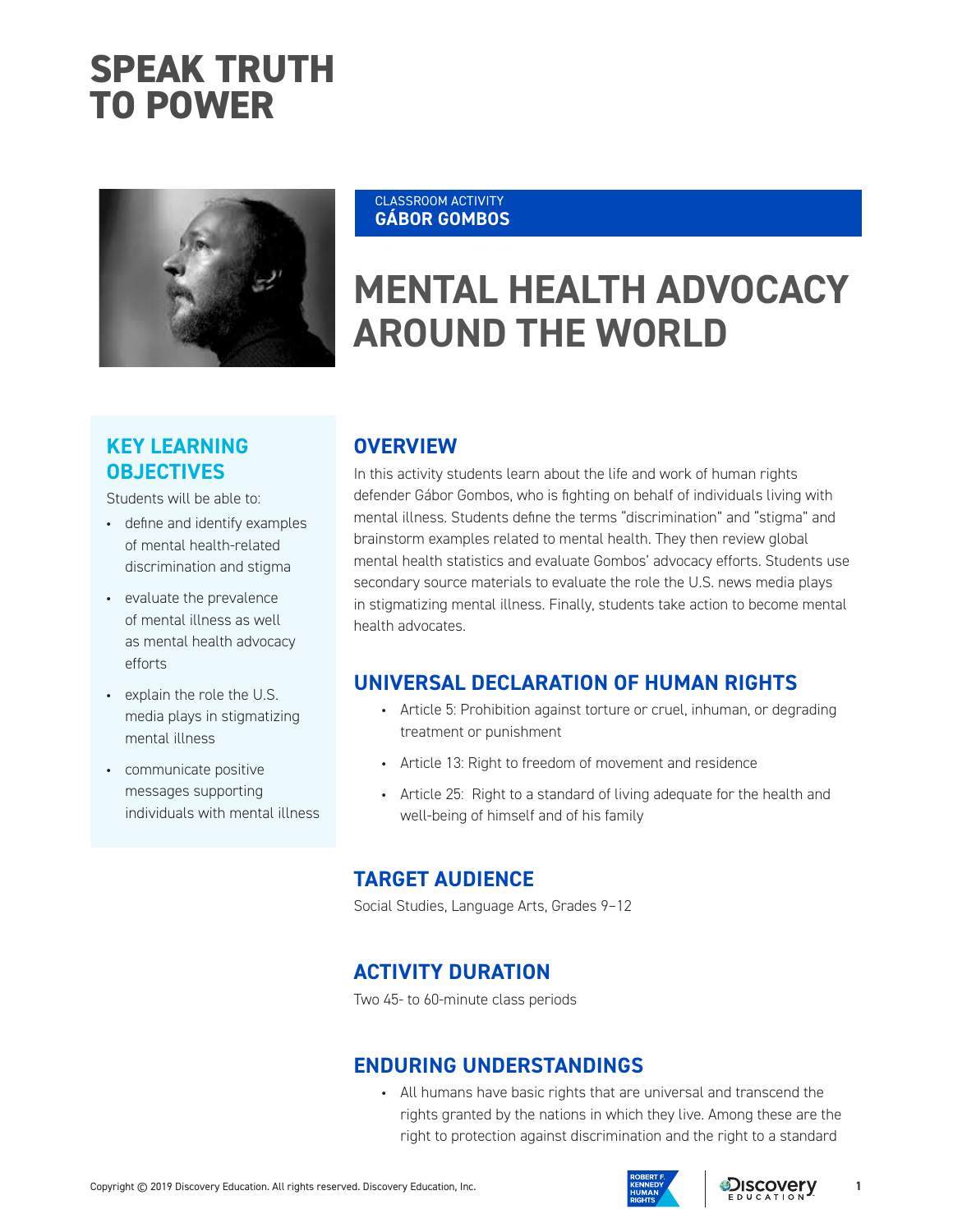# SPEAK TRUTH TO POWER

CLASSROOM ACTIVITY
**GÁBOR GOMBOS**

# MENTAL HEALTH ADVOCACY AROUND THE WORLD

## KEY LEARNING OBJECTIVES

Students will be able to:

- define and identify examples of mental health-related discrimination and stigma
- evaluate the prevalence of mental illness as well as mental health advocacy efforts
- explain the role the U.S. media plays in stigmatizing mental illness
- communicate positive messages supporting individuals with mental illness

## OVERVIEW

In this activity students learn about the life and work of human rights defender Gábor Gombos, who is fighting on behalf of individuals living with mental illness. Students define the terms "discrimination" and "stigma" and brainstorm examples related to mental health. They then review global mental health statistics and evaluate Gombos' advocacy efforts. Students use secondary source materials to evaluate the role the U.S. news media plays in stigmatizing mental illness. Finally, students take action to become mental health advocates.

## UNIVERSAL DECLARATION OF HUMAN RIGHTS

- Article 5: Prohibition against torture or cruel, inhuman, or degrading treatment or punishment
- Article 13: Right to freedom of movement and residence
- Article 25: Right to a standard of living adequate for the health and well-being of himself and of his family

## TARGET AUDIENCE

Social Studies, Language Arts, Grades 9–12

## ACTIVITY DURATION

Two 45- to 60-minute class periods

## ENDURING UNDERSTANDINGS

- All humans have basic rights that are universal and transcend the rights granted by the nations in which they live. Among these are the right to protection against discrimination and the right to a standard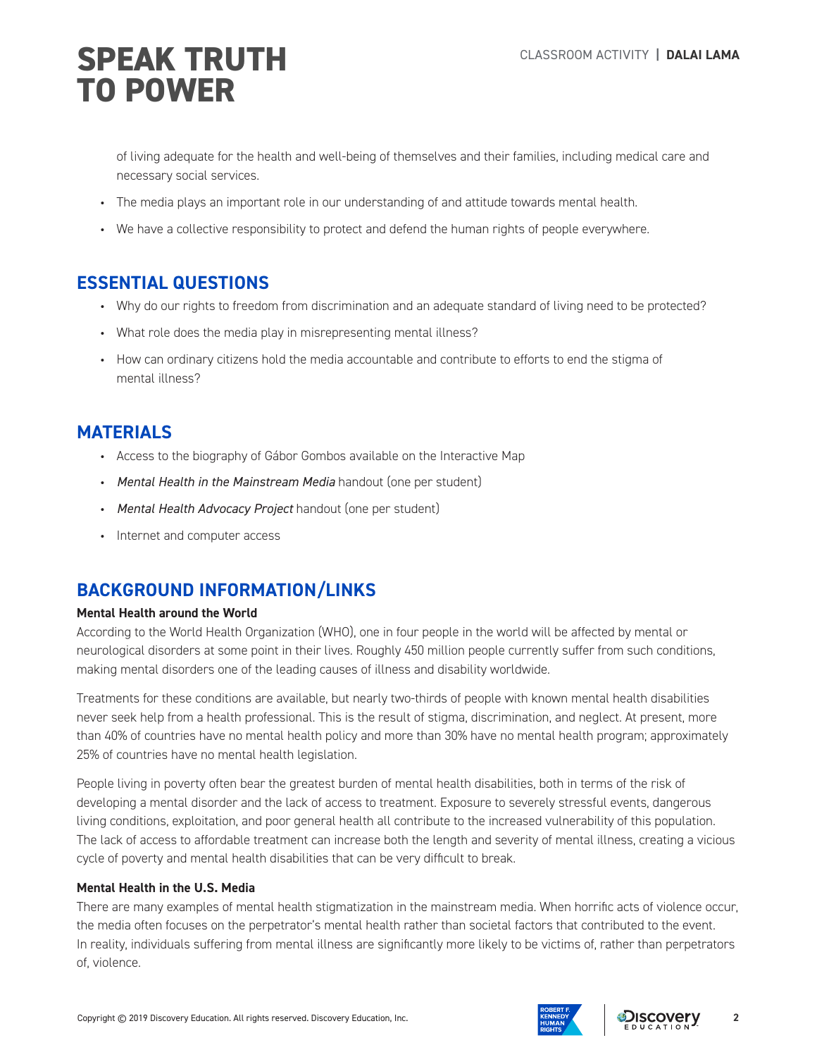of living adequate for the health and well-being of themselves and their families, including medical care and necessary social services.

- The media plays an important role in our understanding of and attitude towards mental health.
- We have a collective responsibility to protect and defend the human rights of people everywhere.

## ESSENTIAL QUESTIONS

- Why do our rights to freedom from discrimination and an adequate standard of living need to be protected?
- What role does the media play in misrepresenting mental illness?
- How can ordinary citizens hold the media accountable and contribute to efforts to end the stigma of mental illness?

## MATERIALS

- Access to the biography of Gábor Gombos available on the Interactive Map
- *Mental Health in the Mainstream Media* handout (one per student)
- *Mental Health Advocacy Project* handout (one per student)
- Internet and computer access

## BACKGROUND INFORMATION/LINKS

**Mental Health around the World**

According to the World Health Organization (WHO), one in four people in the world will be affected by mental or neurological disorders at some point in their lives. Roughly 450 million people currently suffer from such conditions, making mental disorders one of the leading causes of illness and disability worldwide.

Treatments for these conditions are available, but nearly two-thirds of people with known mental health disabilities never seek help from a health professional. This is the result of stigma, discrimination, and neglect. At present, more than 40% of countries have no mental health policy and more than 30% have no mental health program; approximately 25% of countries have no mental health legislation.

People living in poverty often bear the greatest burden of mental health disabilities, both in terms of the risk of developing a mental disorder and the lack of access to treatment. Exposure to severely stressful events, dangerous living conditions, exploitation, and poor general health all contribute to the increased vulnerability of this population. The lack of access to affordable treatment can increase both the length and severity of mental illness, creating a vicious cycle of poverty and mental health disabilities that can be very difficult to break.

**Mental Health in the U.S. Media**

There are many examples of mental health stigmatization in the mainstream media. When horrific acts of violence occur, the media often focuses on the perpetrator's mental health rather than societal factors that contributed to the event. In reality, individuals suffering from mental illness are significantly more likely to be victims of, rather than perpetrators of, violence.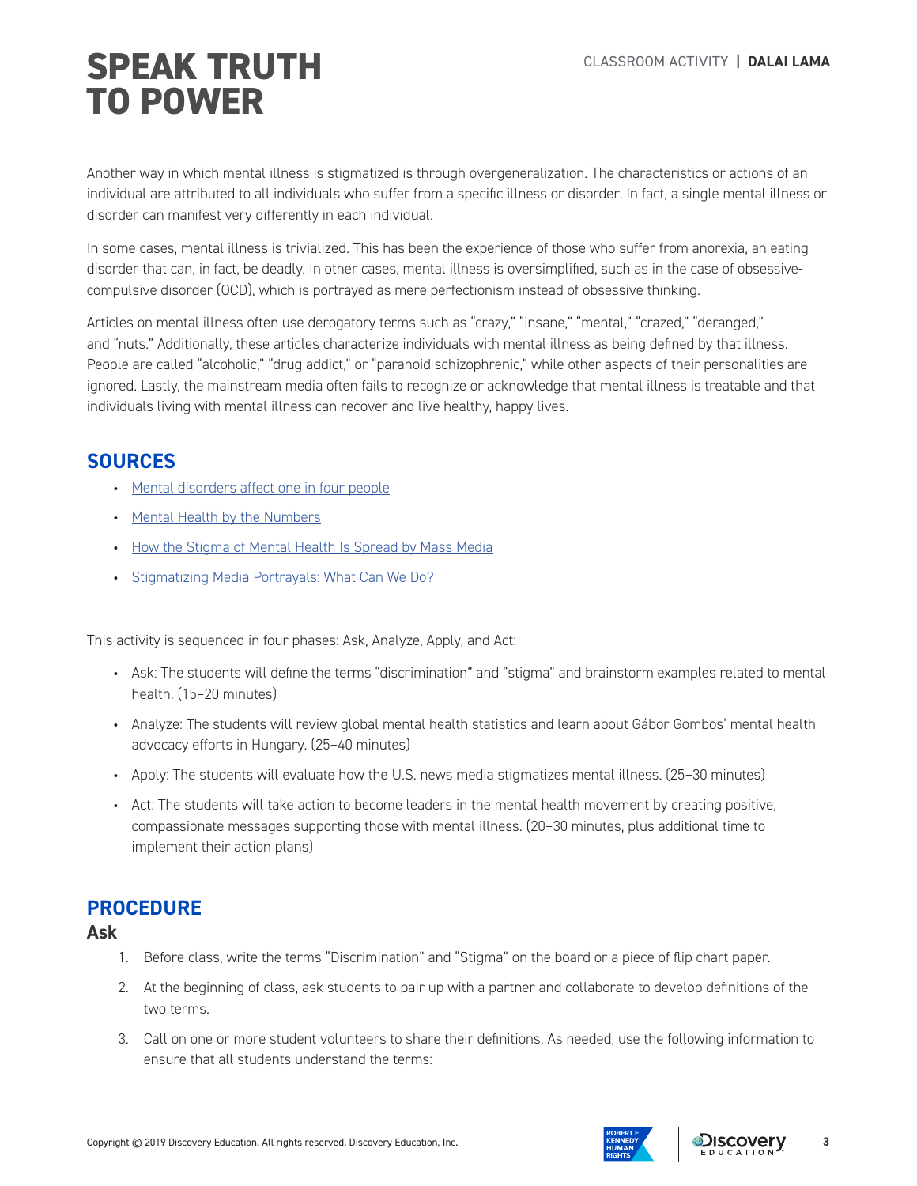Another way in which mental illness is stigmatized is through overgeneralization. The characteristics or actions of an individual are attributed to all individuals who suffer from a specific illness or disorder. In fact, a single mental illness or disorder can manifest very differently in each individual.

In some cases, mental illness is trivialized. This has been the experience of those who suffer from anorexia, an eating disorder that can, in fact, be deadly. In other cases, mental illness is oversimplified, such as in the case of obsessive-compulsive disorder (OCD), which is portrayed as mere perfectionism instead of obsessive thinking.

Articles on mental illness often use derogatory terms such as "crazy," "insane," "mental," "crazed," "deranged," and "nuts." Additionally, these articles characterize individuals with mental illness as being defined by that illness. People are called "alcoholic," "drug addict," or "paranoid schizophrenic," while other aspects of their personalities are ignored. Lastly, the mainstream media often fails to recognize or acknowledge that mental illness is treatable and that individuals living with mental illness can recover and live healthy, happy lives.

## SOURCES

- Mental disorders affect one in four people
- Mental Health by the Numbers
- How the Stigma of Mental Health Is Spread by Mass Media
- Stigmatizing Media Portrayals: What Can We Do?

This activity is sequenced in four phases: Ask, Analyze, Apply, and Act:

- Ask: The students will define the terms "discrimination" and "stigma" and brainstorm examples related to mental health. (15–20 minutes)
- Analyze: The students will review global mental health statistics and learn about Gábor Gombos' mental health advocacy efforts in Hungary. (25–40 minutes)
- Apply: The students will evaluate how the U.S. news media stigmatizes mental illness. (25–30 minutes)
- Act: The students will take action to become leaders in the mental health movement by creating positive, compassionate messages supporting those with mental illness. (20–30 minutes, plus additional time to implement their action plans)

## PROCEDURE

### Ask

1. Before class, write the terms "Discrimination" and "Stigma" on the board or a piece of flip chart paper.
2. At the beginning of class, ask students to pair up with a partner and collaborate to develop definitions of the two terms.
3. Call on one or more student volunteers to share their definitions. As needed, use the following information to ensure that all students understand the terms: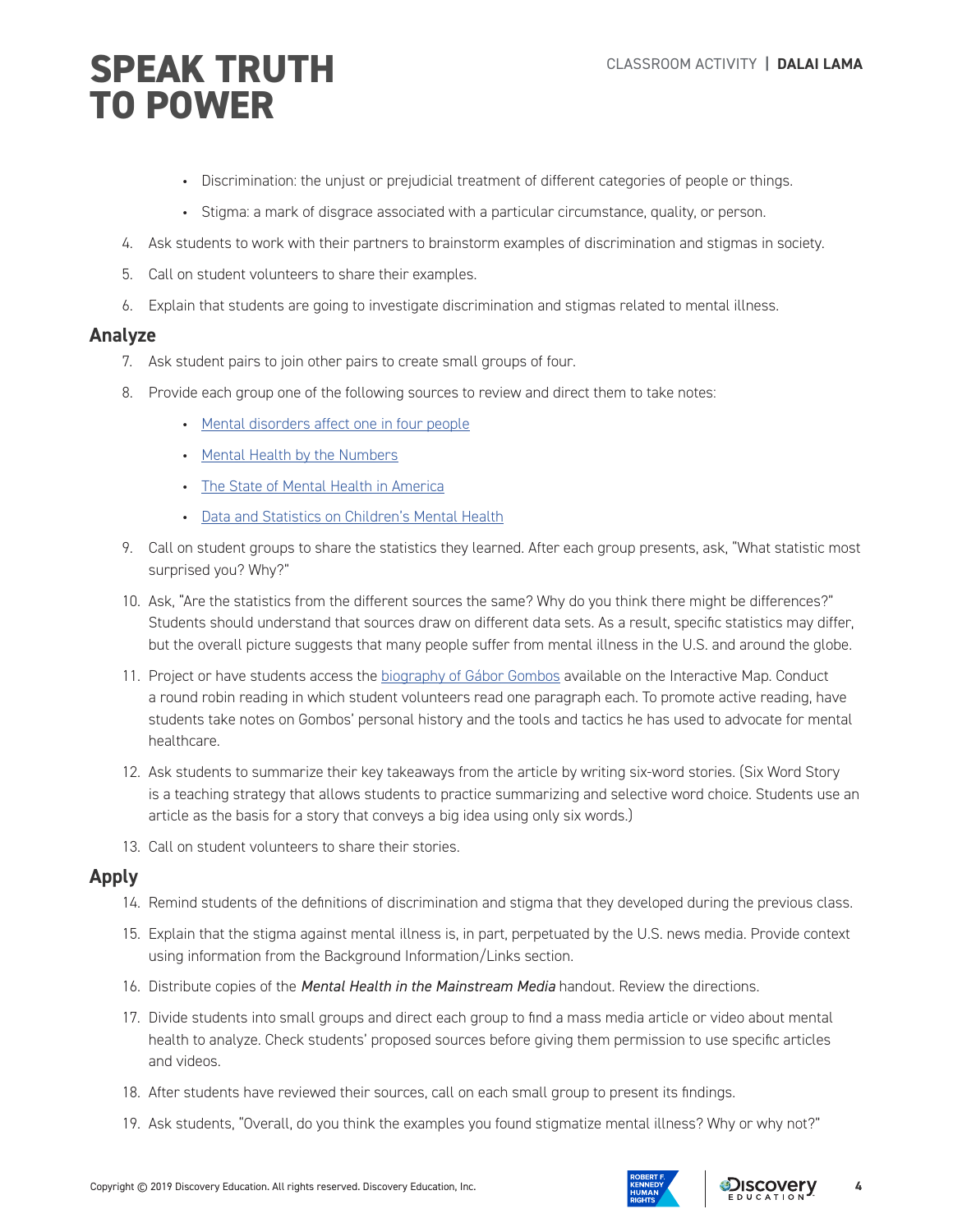- Discrimination: the unjust or prejudicial treatment of different categories of people or things.
- Stigma: a mark of disgrace associated with a particular circumstance, quality, or person.

4. Ask students to work with their partners to brainstorm examples of discrimination and stigmas in society.
5. Call on student volunteers to share their examples.
6. Explain that students are going to investigate discrimination and stigmas related to mental illness.

## Analyze

7. Ask student pairs to join other pairs to create small groups of four.
8. Provide each group one of the following sources to review and direct them to take notes:
   - Mental disorders affect one in four people
   - Mental Health by the Numbers
   - The State of Mental Health in America
   - Data and Statistics on Children's Mental Health
9. Call on student groups to share the statistics they learned. After each group presents, ask, "What statistic most surprised you? Why?"
10. Ask, "Are the statistics from the different sources the same? Why do you think there might be differences?" Students should understand that sources draw on different data sets. As a result, specific statistics may differ, but the overall picture suggests that many people suffer from mental illness in the U.S. and around the globe.
11. Project or have students access the biography of Gábor Gombos available on the Interactive Map. Conduct a round robin reading in which student volunteers read one paragraph each. To promote active reading, have students take notes on Gombos' personal history and the tools and tactics he has used to advocate for mental healthcare.
12. Ask students to summarize their key takeaways from the article by writing six-word stories. (Six Word Story is a teaching strategy that allows students to practice summarizing and selective word choice. Students use an article as the basis for a story that conveys a big idea using only six words.)
13. Call on student volunteers to share their stories.

## Apply

14. Remind students of the definitions of discrimination and stigma that they developed during the previous class.
15. Explain that the stigma against mental illness is, in part, perpetuated by the U.S. news media. Provide context using information from the Background Information/Links section.
16. Distribute copies of the *Mental Health in the Mainstream Media* handout. Review the directions.
17. Divide students into small groups and direct each group to find a mass media article or video about mental health to analyze. Check students' proposed sources before giving them permission to use specific articles and videos.
18. After students have reviewed their sources, call on each small group to present its findings.
19. Ask students, "Overall, do you think the examples you found stigmatize mental illness? Why or why not?"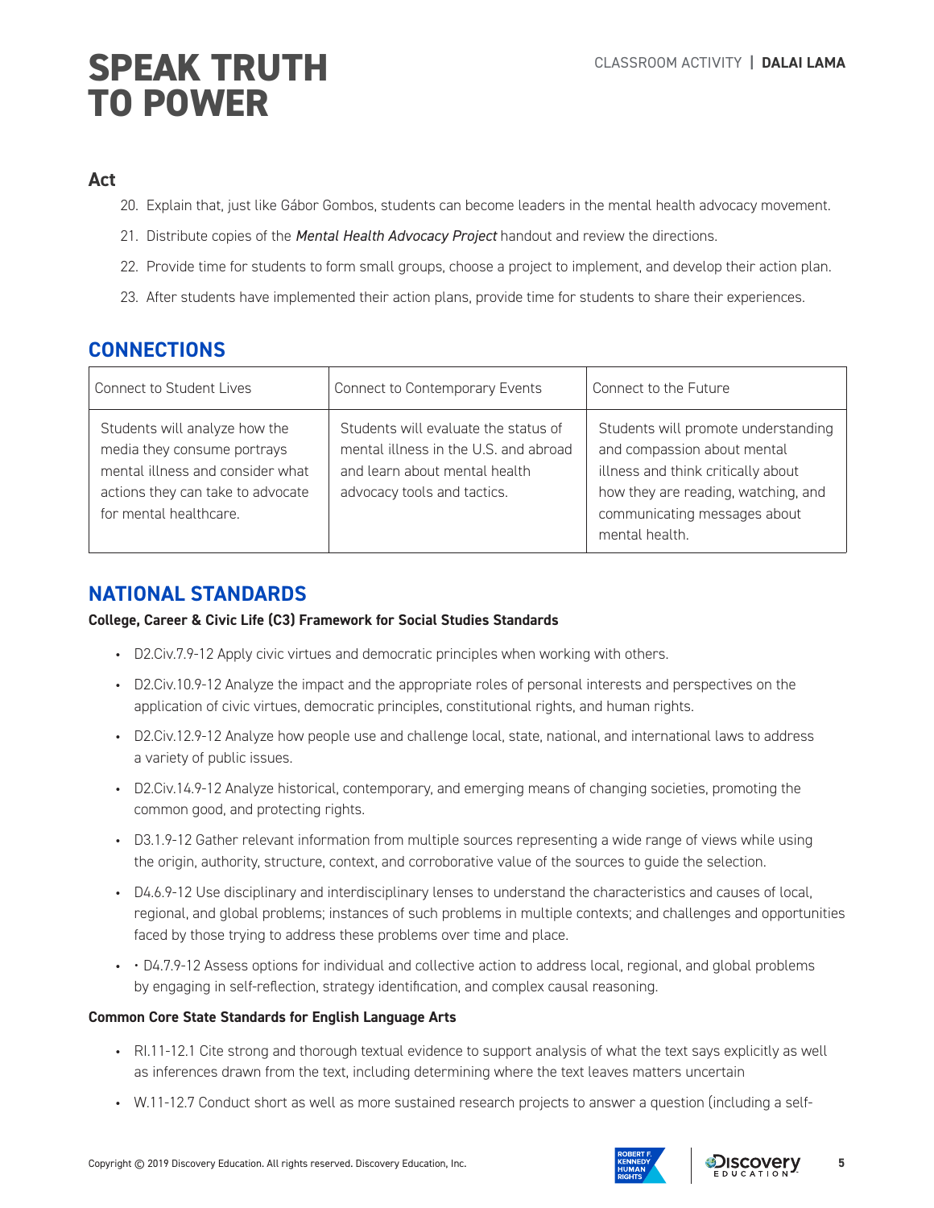### Act

20. Explain that, just like Gábor Gombos, students can become leaders in the mental health advocacy movement.
21. Distribute copies of the *Mental Health Advocacy Project* handout and review the directions.
22. Provide time for students to form small groups, choose a project to implement, and develop their action plan.
23. After students have implemented their action plans, provide time for students to share their experiences.

## CONNECTIONS

| Connect to Student Lives | Connect to Contemporary Events | Connect to the Future |
|---|---|---|
| Students will analyze how the media they consume portrays mental illness and consider what actions they can take to advocate for mental healthcare. | Students will evaluate the status of mental illness in the U.S. and abroad and learn about mental health advocacy tools and tactics. | Students will promote understanding and compassion about mental illness and think critically about how they are reading, watching, and communicating messages about mental health. |

## NATIONAL STANDARDS

**College, Career & Civic Life (C3) Framework for Social Studies Standards**

- D2.Civ.7.9-12 Apply civic virtues and democratic principles when working with others.
- D2.Civ.10.9-12 Analyze the impact and the appropriate roles of personal interests and perspectives on the application of civic virtues, democratic principles, constitutional rights, and human rights.
- D2.Civ.12.9-12 Analyze how people use and challenge local, state, national, and international laws to address a variety of public issues.
- D2.Civ.14.9-12 Analyze historical, contemporary, and emerging means of changing societies, promoting the common good, and protecting rights.
- D3.1.9-12 Gather relevant information from multiple sources representing a wide range of views while using the origin, authority, structure, context, and corroborative value of the sources to guide the selection.
- D4.6.9-12 Use disciplinary and interdisciplinary lenses to understand the characteristics and causes of local, regional, and global problems; instances of such problems in multiple contexts; and challenges and opportunities faced by those trying to address these problems over time and place.
- • D4.7.9-12 Assess options for individual and collective action to address local, regional, and global problems by engaging in self-reflection, strategy identification, and complex causal reasoning.

**Common Core State Standards for English Language Arts**

- RI.11-12.1 Cite strong and thorough textual evidence to support analysis of what the text says explicitly as well as inferences drawn from the text, including determining where the text leaves matters uncertain
- W.11-12.7 Conduct short as well as more sustained research projects to answer a question (including a self-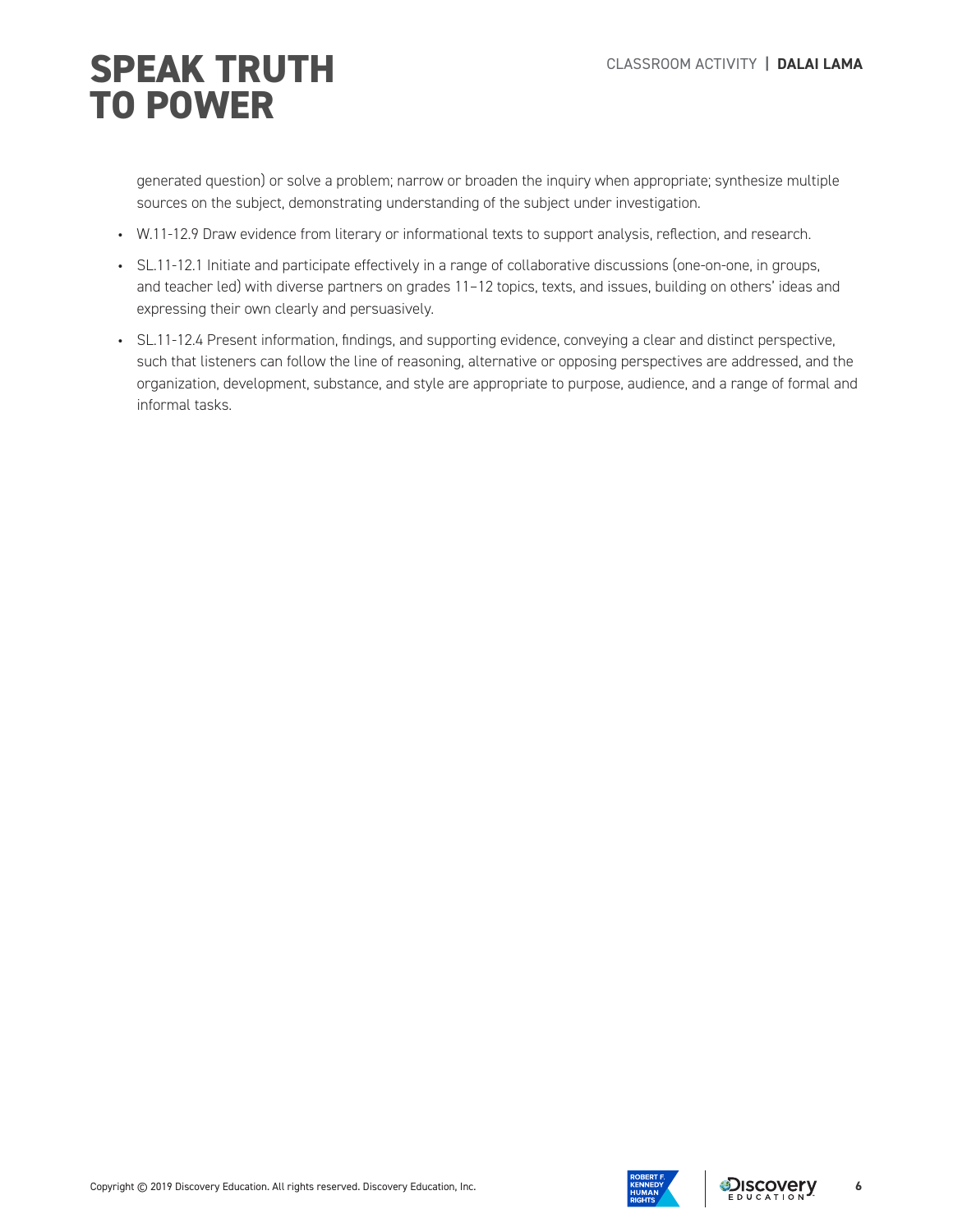generated question) or solve a problem; narrow or broaden the inquiry when appropriate; synthesize multiple sources on the subject, demonstrating understanding of the subject under investigation.

- W.11-12.9 Draw evidence from literary or informational texts to support analysis, reflection, and research.
- SL.11-12.1 Initiate and participate effectively in a range of collaborative discussions (one-on-one, in groups, and teacher led) with diverse partners on grades 11–12 topics, texts, and issues, building on others' ideas and expressing their own clearly and persuasively.
- SL.11-12.4 Present information, findings, and supporting evidence, conveying a clear and distinct perspective, such that listeners can follow the line of reasoning, alternative or opposing perspectives are addressed, and the organization, development, substance, and style are appropriate to purpose, audience, and a range of formal and informal tasks.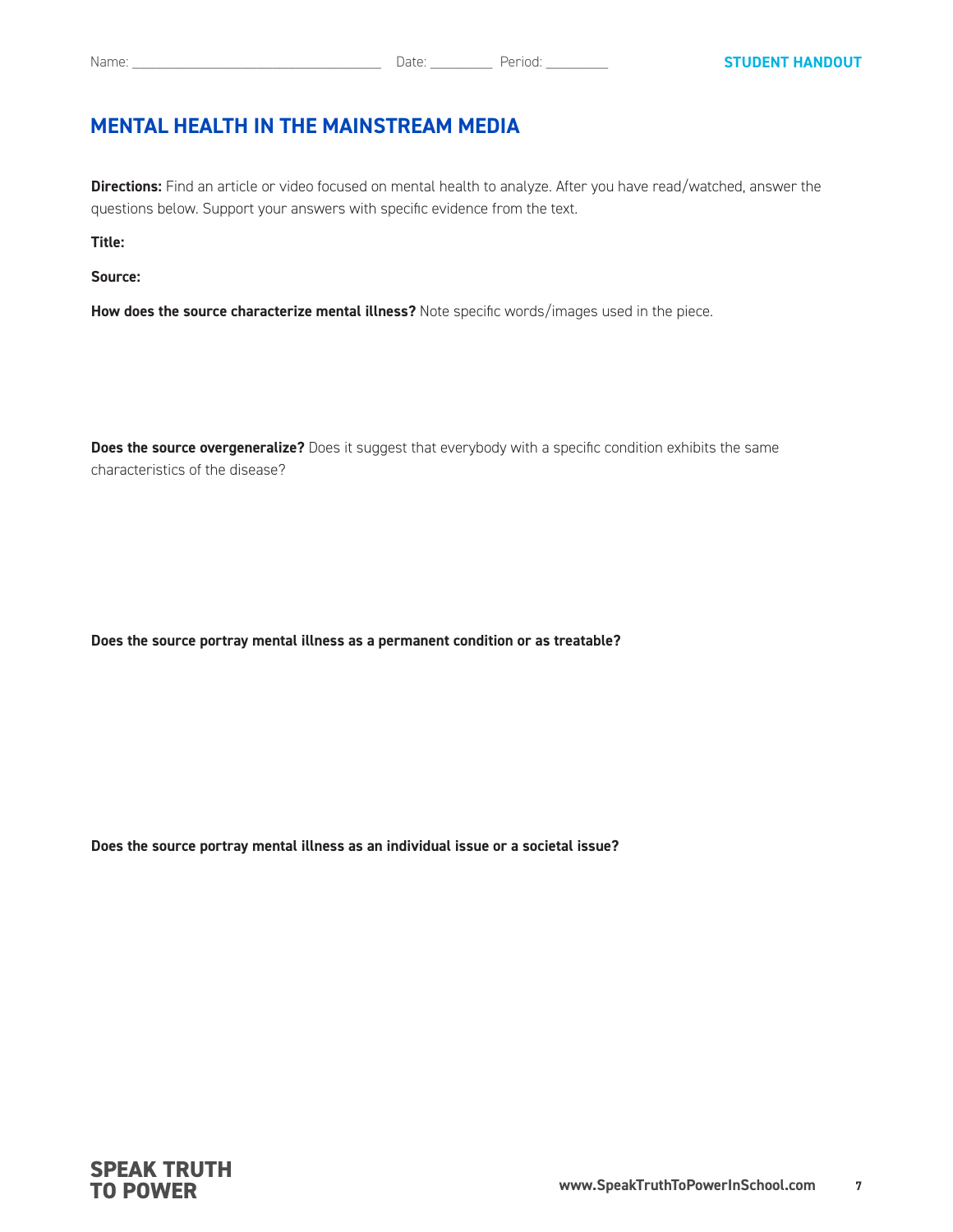Name: ______________________________ Date: _________ Period: _________

**STUDENT HANDOUT**

# MENTAL HEALTH IN THE MAINSTREAM MEDIA

**Directions:** Find an article or video focused on mental health to analyze. After you have read/watched, answer the questions below. Support your answers with specific evidence from the text.

**Title:**

**Source:**

**How does the source characterize mental illness?** Note specific words/images used in the piece.

**Does the source overgeneralize?** Does it suggest that everybody with a specific condition exhibits the same characteristics of the disease?

**Does the source portray mental illness as a permanent condition or as treatable?**

**Does the source portray mental illness as an individual issue or a societal issue?**

**SPEAK TRUTH TO POWER**

www.SpeakTruthToPowerInSchool.com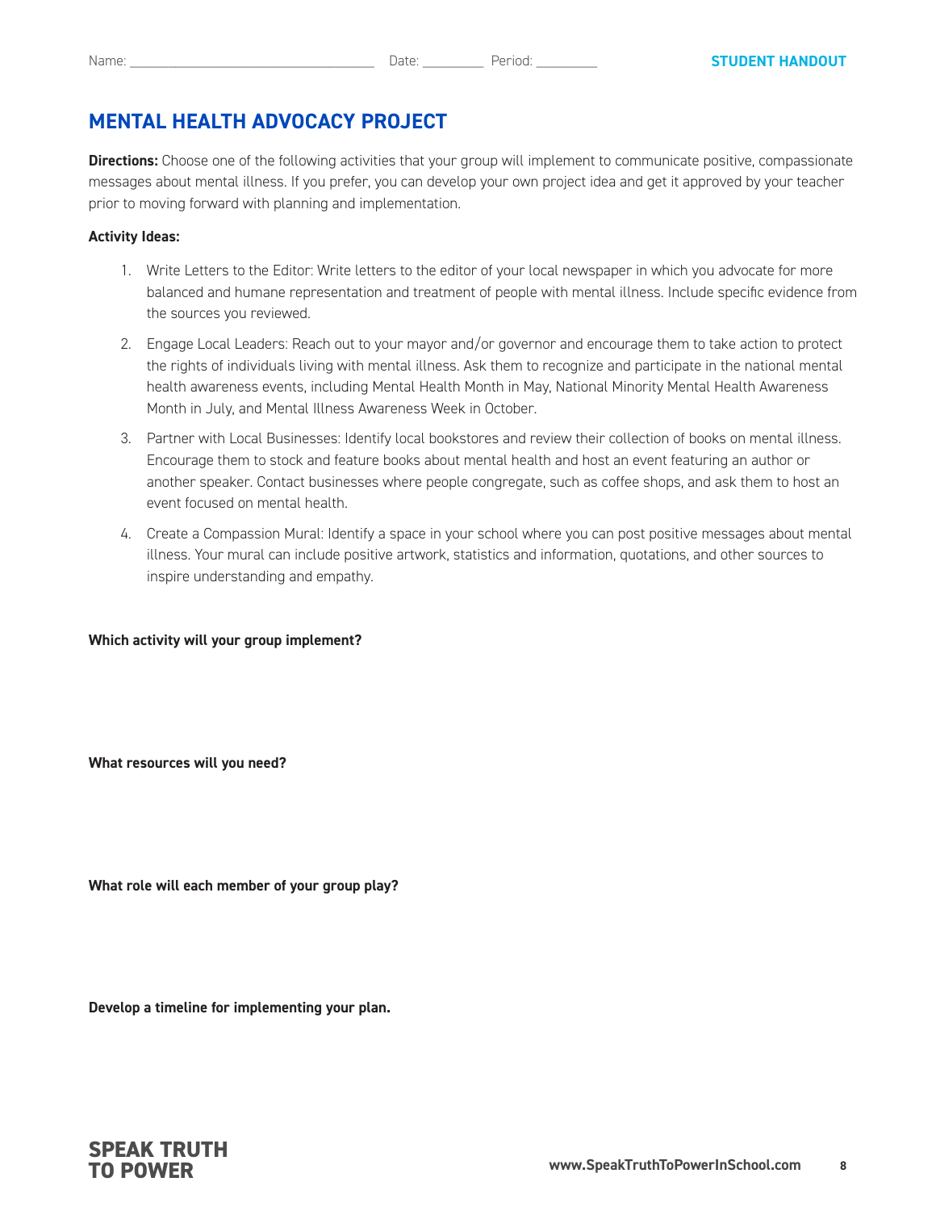Name: ______________________ Date: ________ Period: ________ **STUDENT HANDOUT**

# MENTAL HEALTH ADVOCACY PROJECT

**Directions:** Choose one of the following activities that your group will implement to communicate positive, compassionate messages about mental illness. If you prefer, you can develop your own project idea and get it approved by your teacher prior to moving forward with planning and implementation.

**Activity Ideas:**

1. Write Letters to the Editor: Write letters to the editor of your local newspaper in which you advocate for more balanced and humane representation and treatment of people with mental illness. Include specific evidence from the sources you reviewed.
2. Engage Local Leaders: Reach out to your mayor and/or governor and encourage them to take action to protect the rights of individuals living with mental illness. Ask them to recognize and participate in the national mental health awareness events, including Mental Health Month in May, National Minority Mental Health Awareness Month in July, and Mental Illness Awareness Week in October.
3. Partner with Local Businesses: Identify local bookstores and review their collection of books on mental illness. Encourage them to stock and feature books about mental health and host an event featuring an author or another speaker. Contact businesses where people congregate, such as coffee shops, and ask them to host an event focused on mental health.
4. Create a Compassion Mural: Identify a space in your school where you can post positive messages about mental illness. Your mural can include positive artwork, statistics and information, quotations, and other sources to inspire understanding and empathy.

**Which activity will your group implement?**

**What resources will you need?**

**What role will each member of your group play?**

**Develop a timeline for implementing your plan.**